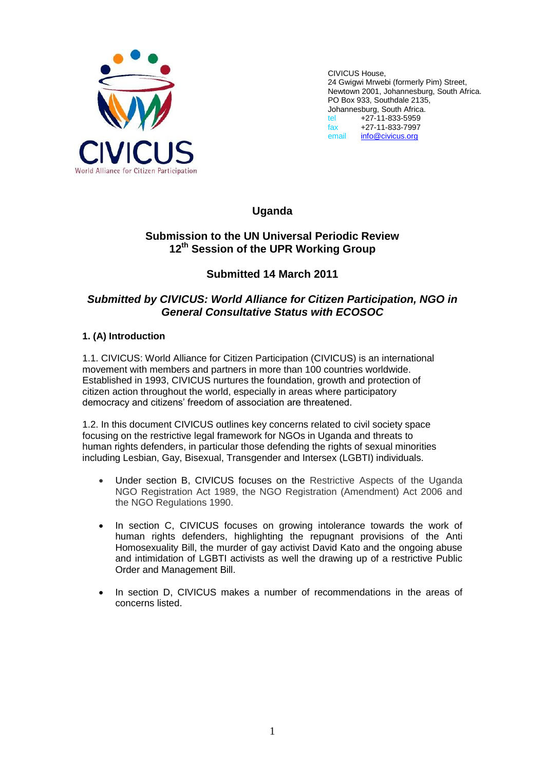CIVICUS

World Alliance for Citizen Participation

CIVICUS House,
24 Gwigwi Mrwebi (formerly Pim) Street,
Newtown 2001, Johannesburg, South Africa.
PO Box 933, Southdale 2135,
Johannesburg, South Africa.
tel +27-11-833-5959
fax +27-11-833-7997
email info@civicus.org

# Uganda

## Submission to the UN Universal Periodic Review 12th Session of the UPR Working Group

## Submitted 14 March 2011

### *Submitted by CIVICUS: World Alliance for Citizen Participation, NGO in General Consultative Status with ECOSOC*

### 1. (A) Introduction

1.1. CIVICUS: World Alliance for Citizen Participation (CIVICUS) is an international movement with members and partners in more than 100 countries worldwide. Established in 1993, CIVICUS nurtures the foundation, growth and protection of citizen action throughout the world, especially in areas where participatory democracy and citizens' freedom of association are threatened.

1.2. In this document CIVICUS outlines key concerns related to civil society space focusing on the restrictive legal framework for NGOs in Uganda and threats to human rights defenders, in particular those defending the rights of sexual minorities including Lesbian, Gay, Bisexual, Transgender and Intersex (LGBTI) individuals.

- Under section B, CIVICUS focuses on the Restrictive Aspects of the Uganda NGO Registration Act 1989, the NGO Registration (Amendment) Act 2006 and the NGO Regulations 1990.
- In section C, CIVICUS focuses on growing intolerance towards the work of human rights defenders, highlighting the repugnant provisions of the Anti Homosexuality Bill, the murder of gay activist David Kato and the ongoing abuse and intimidation of LGBTI activists as well the drawing up of a restrictive Public Order and Management Bill.
- In section D, CIVICUS makes a number of recommendations in the areas of concerns listed.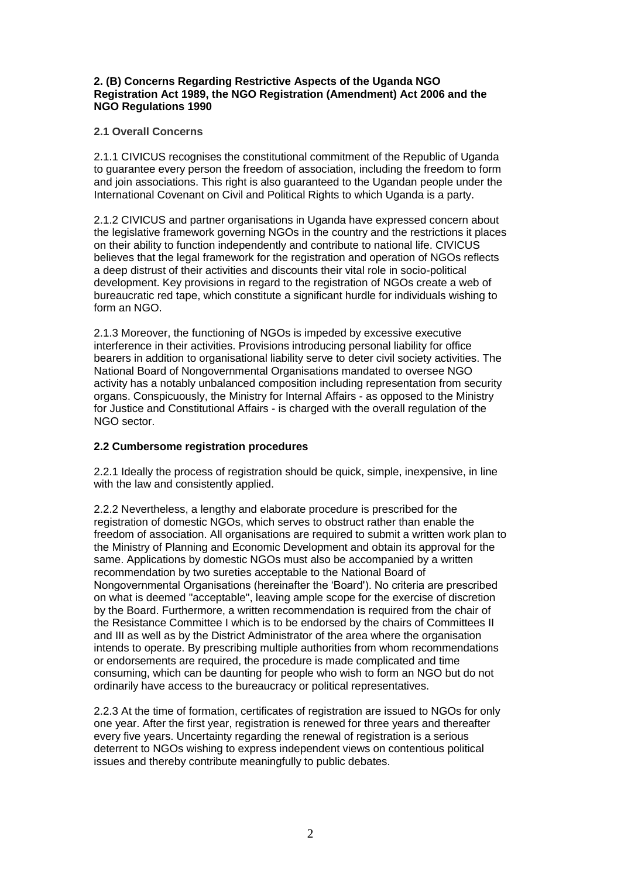## 2. (B) Concerns Regarding Restrictive Aspects of the Uganda NGO Registration Act 1989, the NGO Registration (Amendment) Act 2006 and the NGO Regulations 1990

### 2.1 Overall Concerns

2.1.1 CIVICUS recognises the constitutional commitment of the Republic of Uganda to guarantee every person the freedom of association, including the freedom to form and join associations. This right is also guaranteed to the Ugandan people under the International Covenant on Civil and Political Rights to which Uganda is a party.

2.1.2 CIVICUS and partner organisations in Uganda have expressed concern about the legislative framework governing NGOs in the country and the restrictions it places on their ability to function independently and contribute to national life. CIVICUS believes that the legal framework for the registration and operation of NGOs reflects a deep distrust of their activities and discounts their vital role in socio-political development. Key provisions in regard to the registration of NGOs create a web of bureaucratic red tape, which constitute a significant hurdle for individuals wishing to form an NGO.

2.1.3 Moreover, the functioning of NGOs is impeded by excessive executive interference in their activities. Provisions introducing personal liability for office bearers in addition to organisational liability serve to deter civil society activities. The National Board of Nongovernmental Organisations mandated to oversee NGO activity has a notably unbalanced composition including representation from security organs. Conspicuously, the Ministry for Internal Affairs - as opposed to the Ministry for Justice and Constitutional Affairs - is charged with the overall regulation of the NGO sector.

### 2.2 Cumbersome registration procedures

2.2.1 Ideally the process of registration should be quick, simple, inexpensive, in line with the law and consistently applied.

2.2.2 Nevertheless, a lengthy and elaborate procedure is prescribed for the registration of domestic NGOs, which serves to obstruct rather than enable the freedom of association. All organisations are required to submit a written work plan to the Ministry of Planning and Economic Development and obtain its approval for the same. Applications by domestic NGOs must also be accompanied by a written recommendation by two sureties acceptable to the National Board of Nongovernmental Organisations (hereinafter the 'Board'). No criteria are prescribed on what is deemed "acceptable", leaving ample scope for the exercise of discretion by the Board. Furthermore, a written recommendation is required from the chair of the Resistance Committee I which is to be endorsed by the chairs of Committees II and III as well as by the District Administrator of the area where the organisation intends to operate. By prescribing multiple authorities from whom recommendations or endorsements are required, the procedure is made complicated and time consuming, which can be daunting for people who wish to form an NGO but do not ordinarily have access to the bureaucracy or political representatives.

2.2.3 At the time of formation, certificates of registration are issued to NGOs for only one year. After the first year, registration is renewed for three years and thereafter every five years. Uncertainty regarding the renewal of registration is a serious deterrent to NGOs wishing to express independent views on contentious political issues and thereby contribute meaningfully to public debates.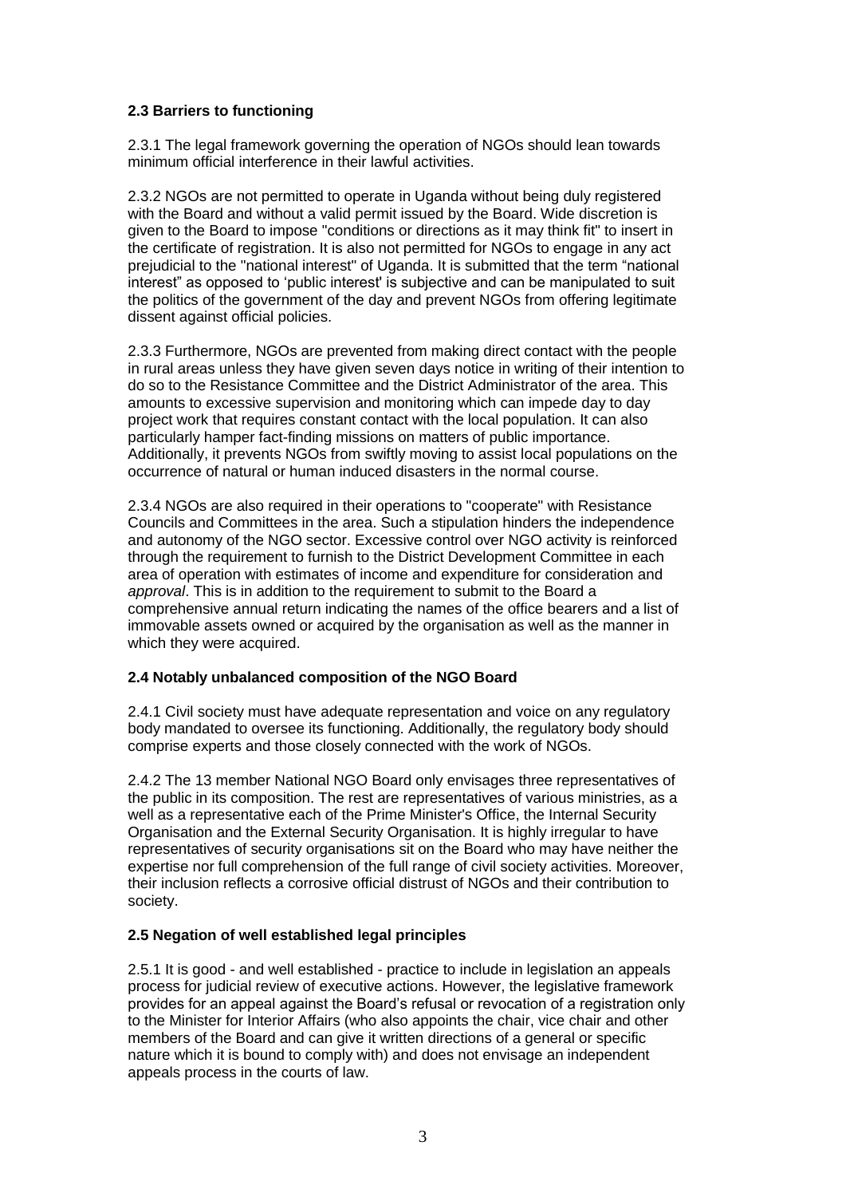### 2.3 Barriers to functioning

2.3.1 The legal framework governing the operation of NGOs should lean towards minimum official interference in their lawful activities.

2.3.2 NGOs are not permitted to operate in Uganda without being duly registered with the Board and without a valid permit issued by the Board. Wide discretion is given to the Board to impose "conditions or directions as it may think fit" to insert in the certificate of registration. It is also not permitted for NGOs to engage in any act prejudicial to the "national interest" of Uganda. It is submitted that the term "national interest" as opposed to 'public interest' is subjective and can be manipulated to suit the politics of the government of the day and prevent NGOs from offering legitimate dissent against official policies.

2.3.3 Furthermore, NGOs are prevented from making direct contact with the people in rural areas unless they have given seven days notice in writing of their intention to do so to the Resistance Committee and the District Administrator of the area. This amounts to excessive supervision and monitoring which can impede day to day project work that requires constant contact with the local population. It can also particularly hamper fact-finding missions on matters of public importance. Additionally, it prevents NGOs from swiftly moving to assist local populations on the occurrence of natural or human induced disasters in the normal course.

2.3.4 NGOs are also required in their operations to "cooperate" with Resistance Councils and Committees in the area. Such a stipulation hinders the independence and autonomy of the NGO sector. Excessive control over NGO activity is reinforced through the requirement to furnish to the District Development Committee in each area of operation with estimates of income and expenditure for consideration and *approval*. This is in addition to the requirement to submit to the Board a comprehensive annual return indicating the names of the office bearers and a list of immovable assets owned or acquired by the organisation as well as the manner in which they were acquired.

### 2.4 Notably unbalanced composition of the NGO Board

2.4.1 Civil society must have adequate representation and voice on any regulatory body mandated to oversee its functioning. Additionally, the regulatory body should comprise experts and those closely connected with the work of NGOs.

2.4.2 The 13 member National NGO Board only envisages three representatives of the public in its composition. The rest are representatives of various ministries, as a well as a representative each of the Prime Minister's Office, the Internal Security Organisation and the External Security Organisation. It is highly irregular to have representatives of security organisations sit on the Board who may have neither the expertise nor full comprehension of the full range of civil society activities. Moreover, their inclusion reflects a corrosive official distrust of NGOs and their contribution to society.

### 2.5 Negation of well established legal principles

2.5.1 It is good - and well established - practice to include in legislation an appeals process for judicial review of executive actions. However, the legislative framework provides for an appeal against the Board's refusal or revocation of a registration only to the Minister for Interior Affairs (who also appoints the chair, vice chair and other members of the Board and can give it written directions of a general or specific nature which it is bound to comply with) and does not envisage an independent appeals process in the courts of law.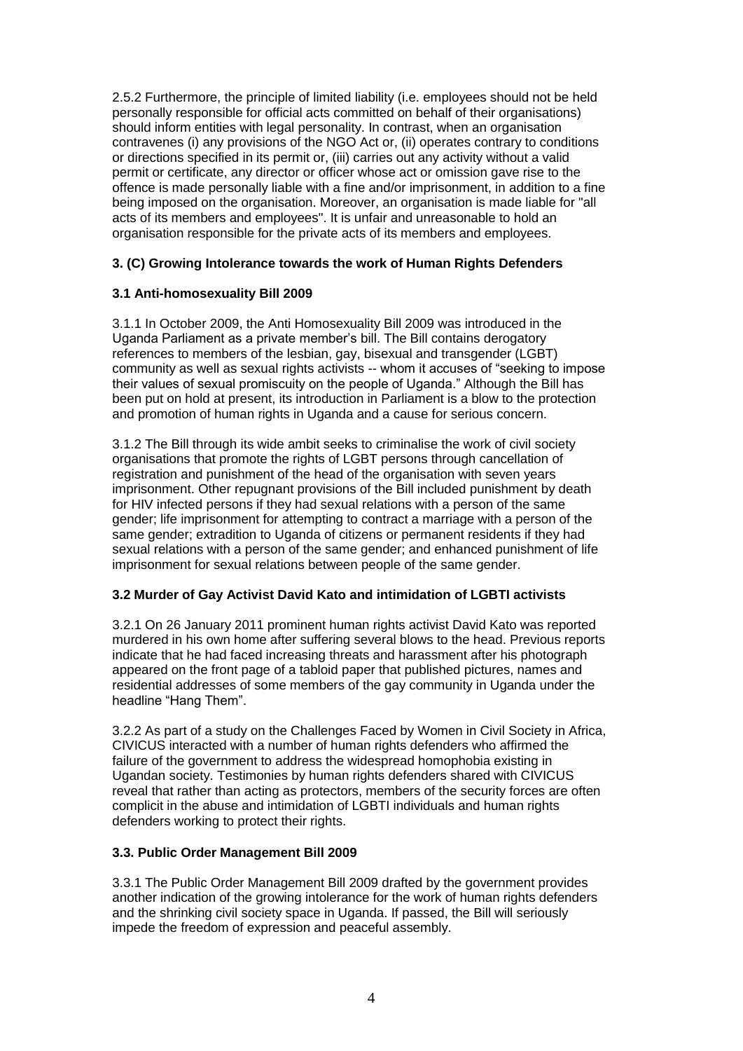2.5.2 Furthermore, the principle of limited liability (i.e. employees should not be held personally responsible for official acts committed on behalf of their organisations) should inform entities with legal personality. In contrast, when an organisation contravenes (i) any provisions of the NGO Act or, (ii) operates contrary to conditions or directions specified in its permit or, (iii) carries out any activity without a valid permit or certificate, any director or officer whose act or omission gave rise to the offence is made personally liable with a fine and/or imprisonment, in addition to a fine being imposed on the organisation. Moreover, an organisation is made liable for "all acts of its members and employees". It is unfair and unreasonable to hold an organisation responsible for the private acts of its members and employees.

## 3. (C) Growing Intolerance towards the work of Human Rights Defenders

### 3.1 Anti-homosexuality Bill 2009

3.1.1 In October 2009, the Anti Homosexuality Bill 2009 was introduced in the Uganda Parliament as a private member's bill. The Bill contains derogatory references to members of the lesbian, gay, bisexual and transgender (LGBT) community as well as sexual rights activists -- whom it accuses of "seeking to impose their values of sexual promiscuity on the people of Uganda." Although the Bill has been put on hold at present, its introduction in Parliament is a blow to the protection and promotion of human rights in Uganda and a cause for serious concern.

3.1.2 The Bill through its wide ambit seeks to criminalise the work of civil society organisations that promote the rights of LGBT persons through cancellation of registration and punishment of the head of the organisation with seven years imprisonment. Other repugnant provisions of the Bill included punishment by death for HIV infected persons if they had sexual relations with a person of the same gender; life imprisonment for attempting to contract a marriage with a person of the same gender; extradition to Uganda of citizens or permanent residents if they had sexual relations with a person of the same gender; and enhanced punishment of life imprisonment for sexual relations between people of the same gender.

### 3.2 Murder of Gay Activist David Kato and intimidation of LGBTI activists

3.2.1 On 26 January 2011 prominent human rights activist David Kato was reported murdered in his own home after suffering several blows to the head. Previous reports indicate that he had faced increasing threats and harassment after his photograph appeared on the front page of a tabloid paper that published pictures, names and residential addresses of some members of the gay community in Uganda under the headline "Hang Them".

3.2.2 As part of a study on the Challenges Faced by Women in Civil Society in Africa, CIVICUS interacted with a number of human rights defenders who affirmed the failure of the government to address the widespread homophobia existing in Ugandan society. Testimonies by human rights defenders shared with CIVICUS reveal that rather than acting as protectors, members of the security forces are often complicit in the abuse and intimidation of LGBTI individuals and human rights defenders working to protect their rights.

### 3.3. Public Order Management Bill 2009

3.3.1 The Public Order Management Bill 2009 drafted by the government provides another indication of the growing intolerance for the work of human rights defenders and the shrinking civil society space in Uganda. If passed, the Bill will seriously impede the freedom of expression and peaceful assembly.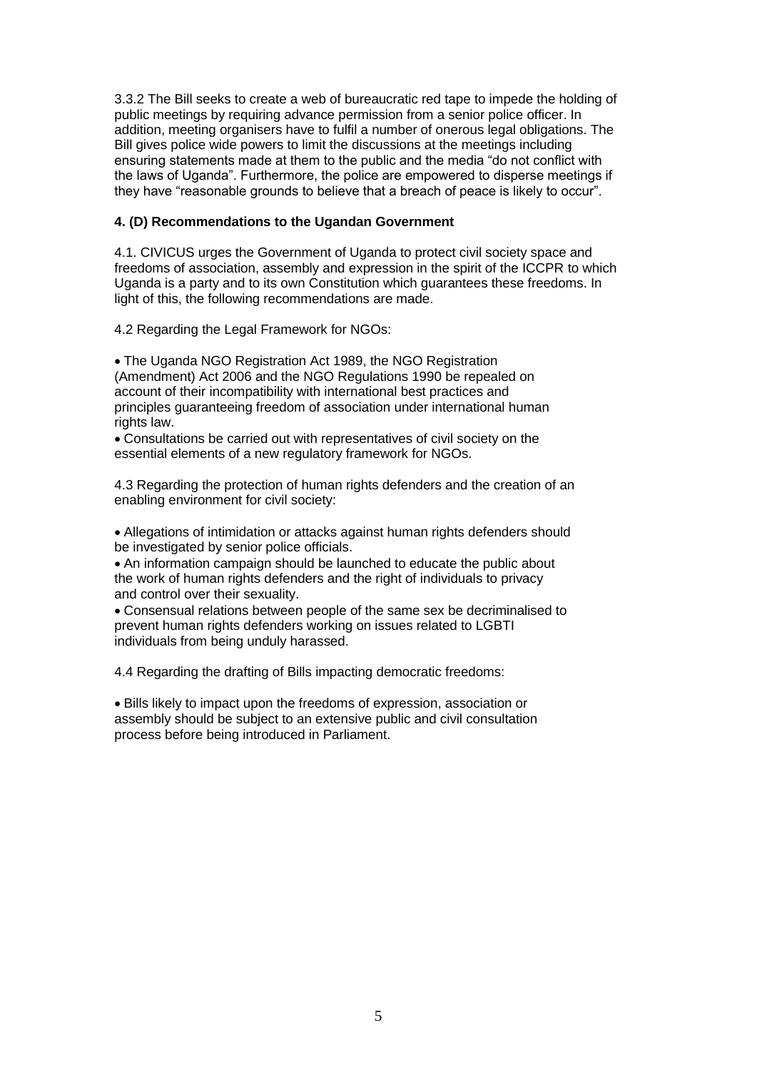3.3.2 The Bill seeks to create a web of bureaucratic red tape to impede the holding of public meetings by requiring advance permission from a senior police officer. In addition, meeting organisers have to fulfil a number of onerous legal obligations. The Bill gives police wide powers to limit the discussions at the meetings including ensuring statements made at them to the public and the media "do not conflict with the laws of Uganda". Furthermore, the police are empowered to disperse meetings if they have "reasonable grounds to believe that a breach of peace is likely to occur".

**4. (D) Recommendations to the Ugandan Government**

4.1. CIVICUS urges the Government of Uganda to protect civil society space and freedoms of association, assembly and expression in the spirit of the ICCPR to which Uganda is a party and to its own Constitution which guarantees these freedoms. In light of this, the following recommendations are made.

4.2 Regarding the Legal Framework for NGOs:

- The Uganda NGO Registration Act 1989, the NGO Registration (Amendment) Act 2006 and the NGO Regulations 1990 be repealed on account of their incompatibility with international best practices and principles guaranteeing freedom of association under international human rights law.
- Consultations be carried out with representatives of civil society on the essential elements of a new regulatory framework for NGOs.

4.3 Regarding the protection of human rights defenders and the creation of an enabling environment for civil society:

- Allegations of intimidation or attacks against human rights defenders should be investigated by senior police officials.
- An information campaign should be launched to educate the public about the work of human rights defenders and the right of individuals to privacy and control over their sexuality.
- Consensual relations between people of the same sex be decriminalised to prevent human rights defenders working on issues related to LGBTI individuals from being unduly harassed.

4.4 Regarding the drafting of Bills impacting democratic freedoms:

- Bills likely to impact upon the freedoms of expression, association or assembly should be subject to an extensive public and civil consultation process before being introduced in Parliament.